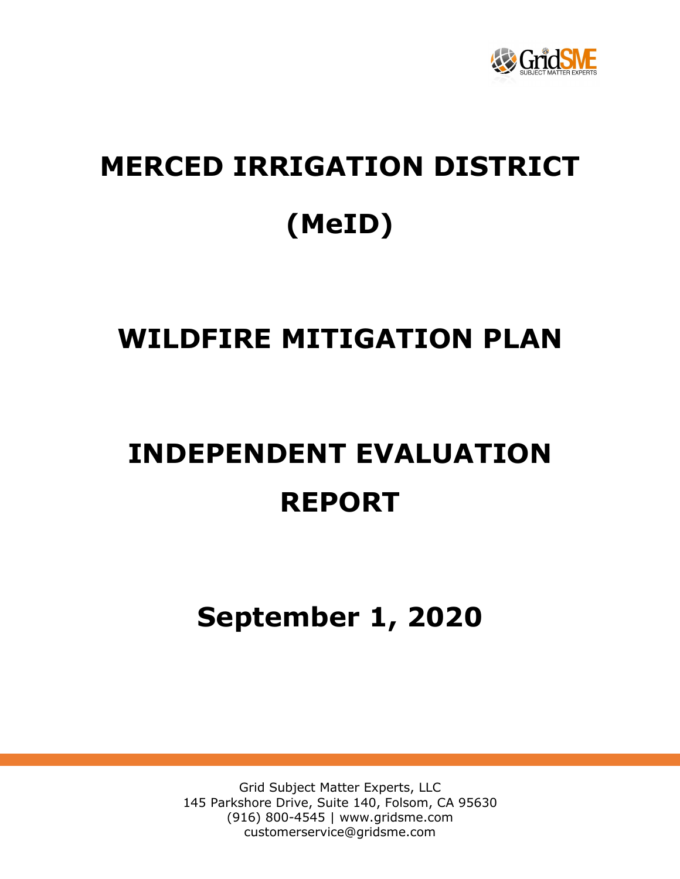# MERCED IRRIGATION DISTRICT

# (MeID)

# WILDFIRE MITIGATION PLAN

# INDEPENDENT EVALUATION REPORT

## September 1, 2020

Grid Subject Matter Experts, LLC
145 Parkshore Drive, Suite 140, Folsom, CA 95630
(916) 800-4545 | www.gridsme.com
customerservice@gridsme.com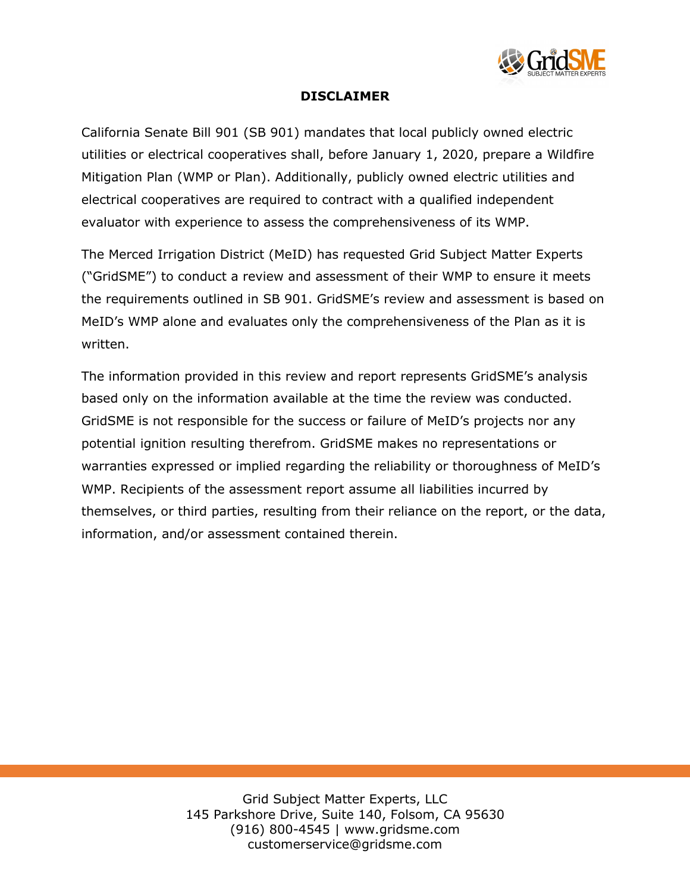## DISCLAIMER

California Senate Bill 901 (SB 901) mandates that local publicly owned electric utilities or electrical cooperatives shall, before January 1, 2020, prepare a Wildfire Mitigation Plan (WMP or Plan). Additionally, publicly owned electric utilities and electrical cooperatives are required to contract with a qualified independent evaluator with experience to assess the comprehensiveness of its WMP.

The Merced Irrigation District (MeID) has requested Grid Subject Matter Experts ("GridSME") to conduct a review and assessment of their WMP to ensure it meets the requirements outlined in SB 901. GridSME's review and assessment is based on MeID's WMP alone and evaluates only the comprehensiveness of the Plan as it is written.

The information provided in this review and report represents GridSME's analysis based only on the information available at the time the review was conducted. GridSME is not responsible for the success or failure of MeID's projects nor any potential ignition resulting therefrom. GridSME makes no representations or warranties expressed or implied regarding the reliability or thoroughness of MeID's WMP. Recipients of the assessment report assume all liabilities incurred by themselves, or third parties, resulting from their reliance on the report, or the data, information, and/or assessment contained therein.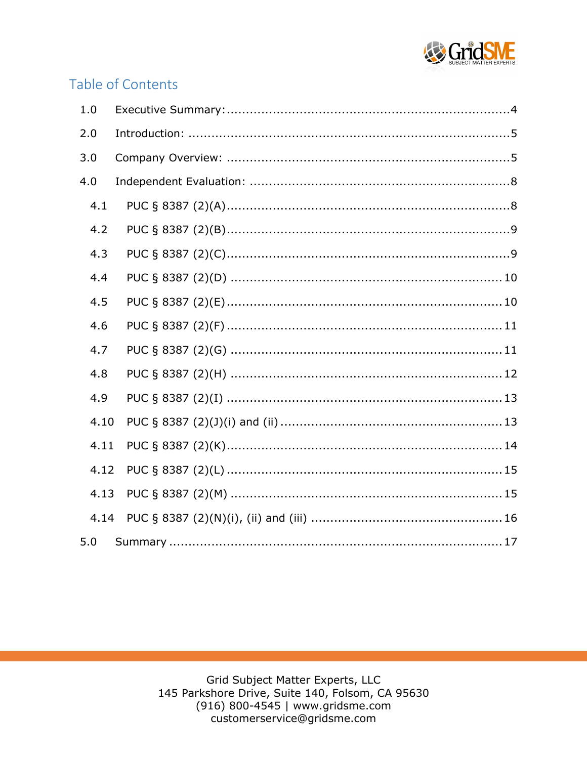# Table of Contents

1.0 Executive Summary: .......... 4

2.0 Introduction: .......... 5

3.0 Company Overview: .......... 5

4.0 Independent Evaluation: .......... 8

- 4.1 PUC § 8387 (2)(A) .......... 8
- 4.2 PUC § 8387 (2)(B) .......... 9
- 4.3 PUC § 8387 (2)(C) .......... 9
- 4.4 PUC § 8387 (2)(D) .......... 10
- 4.5 PUC § 8387 (2)(E) .......... 10
- 4.6 PUC § 8387 (2)(F) .......... 11
- 4.7 PUC § 8387 (2)(G) .......... 11
- 4.8 PUC § 8387 (2)(H) .......... 12
- 4.9 PUC § 8387 (2)(I) .......... 13
- 4.10 PUC § 8387 (2)(J)(i) and (ii) .......... 13
- 4.11 PUC § 8387 (2)(K) .......... 14
- 4.12 PUC § 8387 (2)(L) .......... 15
- 4.13 PUC § 8387 (2)(M) .......... 15
- 4.14 PUC § 8387 (2)(N)(i), (ii) and (iii) .......... 16

5.0 Summary .......... 17

Grid Subject Matter Experts, LLC
145 Parkshore Drive, Suite 140, Folsom, CA 95630
(916) 800-4545 | www.gridsme.com
customerservice@gridsme.com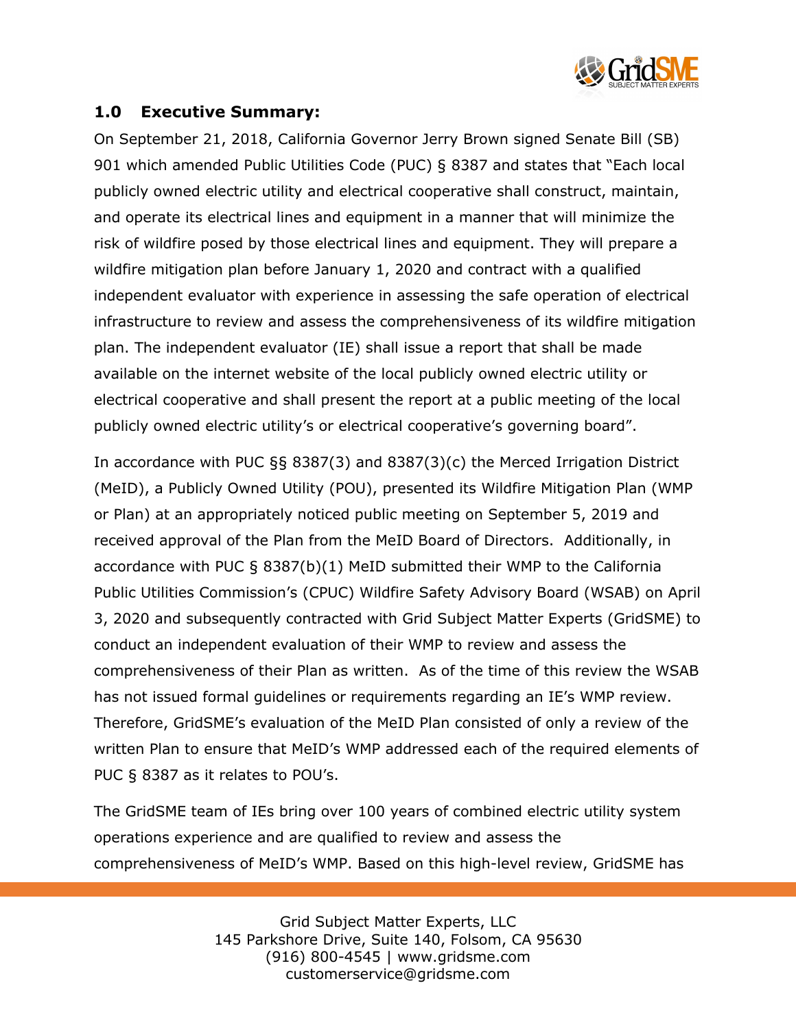## 1.0 Executive Summary:

On September 21, 2018, California Governor Jerry Brown signed Senate Bill (SB) 901 which amended Public Utilities Code (PUC) § 8387 and states that "Each local publicly owned electric utility and electrical cooperative shall construct, maintain, and operate its electrical lines and equipment in a manner that will minimize the risk of wildfire posed by those electrical lines and equipment. They will prepare a wildfire mitigation plan before January 1, 2020 and contract with a qualified independent evaluator with experience in assessing the safe operation of electrical infrastructure to review and assess the comprehensiveness of its wildfire mitigation plan. The independent evaluator (IE) shall issue a report that shall be made available on the internet website of the local publicly owned electric utility or electrical cooperative and shall present the report at a public meeting of the local publicly owned electric utility's or electrical cooperative's governing board".

In accordance with PUC §§ 8387(3) and 8387(3)(c) the Merced Irrigation District (MeID), a Publicly Owned Utility (POU), presented its Wildfire Mitigation Plan (WMP or Plan) at an appropriately noticed public meeting on September 5, 2019 and received approval of the Plan from the MeID Board of Directors. Additionally, in accordance with PUC § 8387(b)(1) MeID submitted their WMP to the California Public Utilities Commission's (CPUC) Wildfire Safety Advisory Board (WSAB) on April 3, 2020 and subsequently contracted with Grid Subject Matter Experts (GridSME) to conduct an independent evaluation of their WMP to review and assess the comprehensiveness of their Plan as written. As of the time of this review the WSAB has not issued formal guidelines or requirements regarding an IE's WMP review. Therefore, GridSME's evaluation of the MeID Plan consisted of only a review of the written Plan to ensure that MeID's WMP addressed each of the required elements of PUC § 8387 as it relates to POU's.

The GridSME team of IEs bring over 100 years of combined electric utility system operations experience and are qualified to review and assess the comprehensiveness of MeID's WMP. Based on this high-level review, GridSME has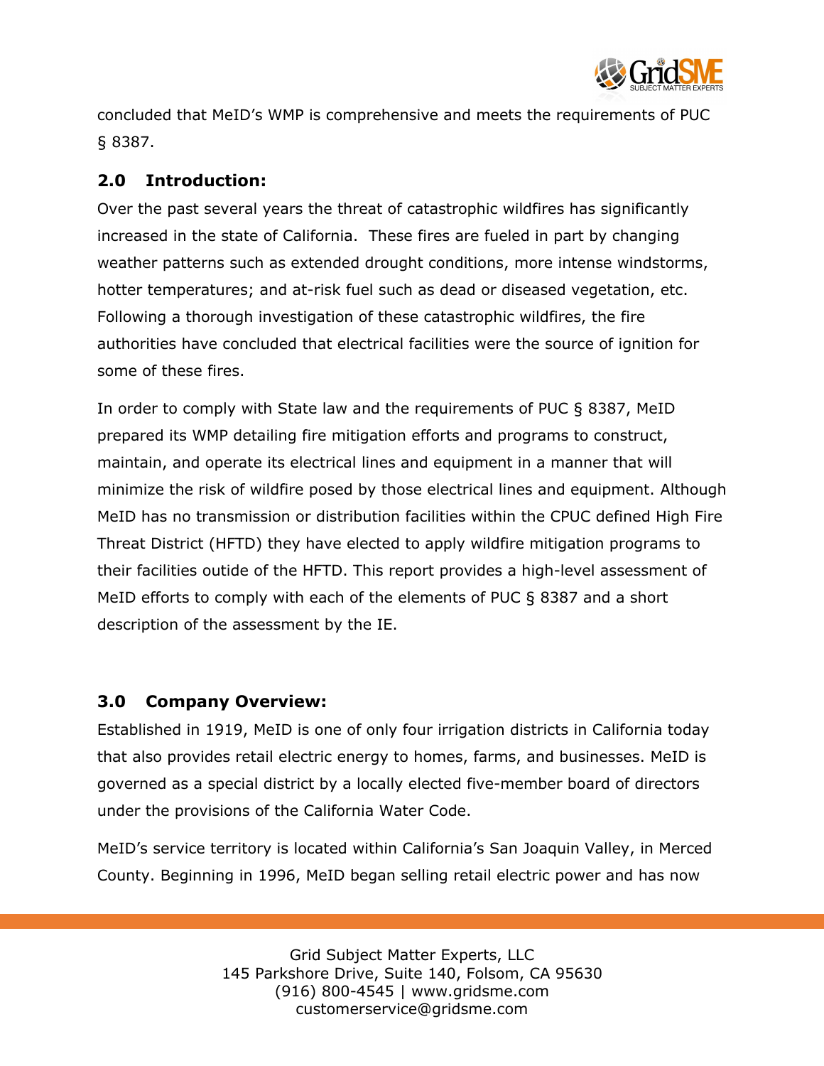concluded that MeID's WMP is comprehensive and meets the requirements of PUC § 8387.

## 2.0 Introduction:

Over the past several years the threat of catastrophic wildfires has significantly increased in the state of California. These fires are fueled in part by changing weather patterns such as extended drought conditions, more intense windstorms, hotter temperatures; and at-risk fuel such as dead or diseased vegetation, etc. Following a thorough investigation of these catastrophic wildfires, the fire authorities have concluded that electrical facilities were the source of ignition for some of these fires.

In order to comply with State law and the requirements of PUC § 8387, MeID prepared its WMP detailing fire mitigation efforts and programs to construct, maintain, and operate its electrical lines and equipment in a manner that will minimize the risk of wildfire posed by those electrical lines and equipment. Although MeID has no transmission or distribution facilities within the CPUC defined High Fire Threat District (HFTD) they have elected to apply wildfire mitigation programs to their facilities outide of the HFTD. This report provides a high-level assessment of MeID efforts to comply with each of the elements of PUC § 8387 and a short description of the assessment by the IE.

## 3.0 Company Overview:

Established in 1919, MeID is one of only four irrigation districts in California today that also provides retail electric energy to homes, farms, and businesses. MeID is governed as a special district by a locally elected five-member board of directors under the provisions of the California Water Code.

MeID's service territory is located within California's San Joaquin Valley, in Merced County. Beginning in 1996, MeID began selling retail electric power and has now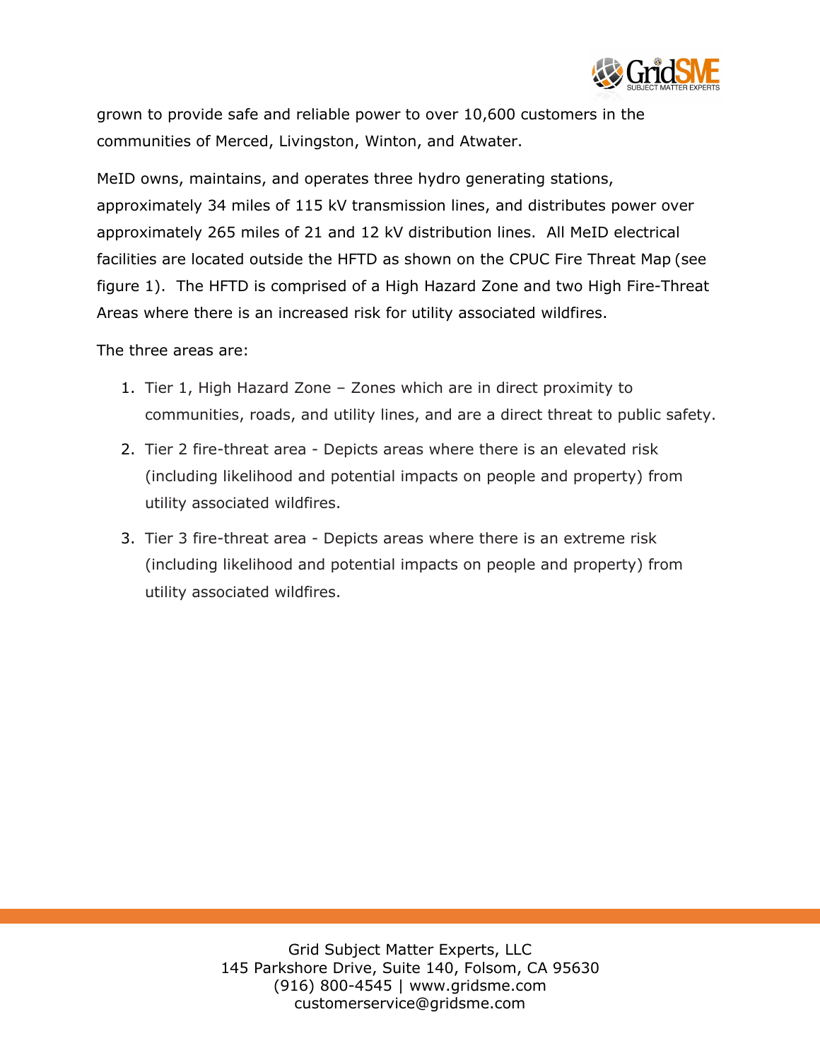grown to provide safe and reliable power to over 10,600 customers in the communities of Merced, Livingston, Winton, and Atwater.

MeID owns, maintains, and operates three hydro generating stations, approximately 34 miles of 115 kV transmission lines, and distributes power over approximately 265 miles of 21 and 12 kV distribution lines. All MeID electrical facilities are located outside the HFTD as shown on the CPUC Fire Threat Map (see figure 1). The HFTD is comprised of a High Hazard Zone and two High Fire-Threat Areas where there is an increased risk for utility associated wildfires.

The three areas are:

1. Tier 1, High Hazard Zone – Zones which are in direct proximity to communities, roads, and utility lines, and are a direct threat to public safety.
2. Tier 2 fire-threat area - Depicts areas where there is an elevated risk (including likelihood and potential impacts on people and property) from utility associated wildfires.
3. Tier 3 fire-threat area - Depicts areas where there is an extreme risk (including likelihood and potential impacts on people and property) from utility associated wildfires.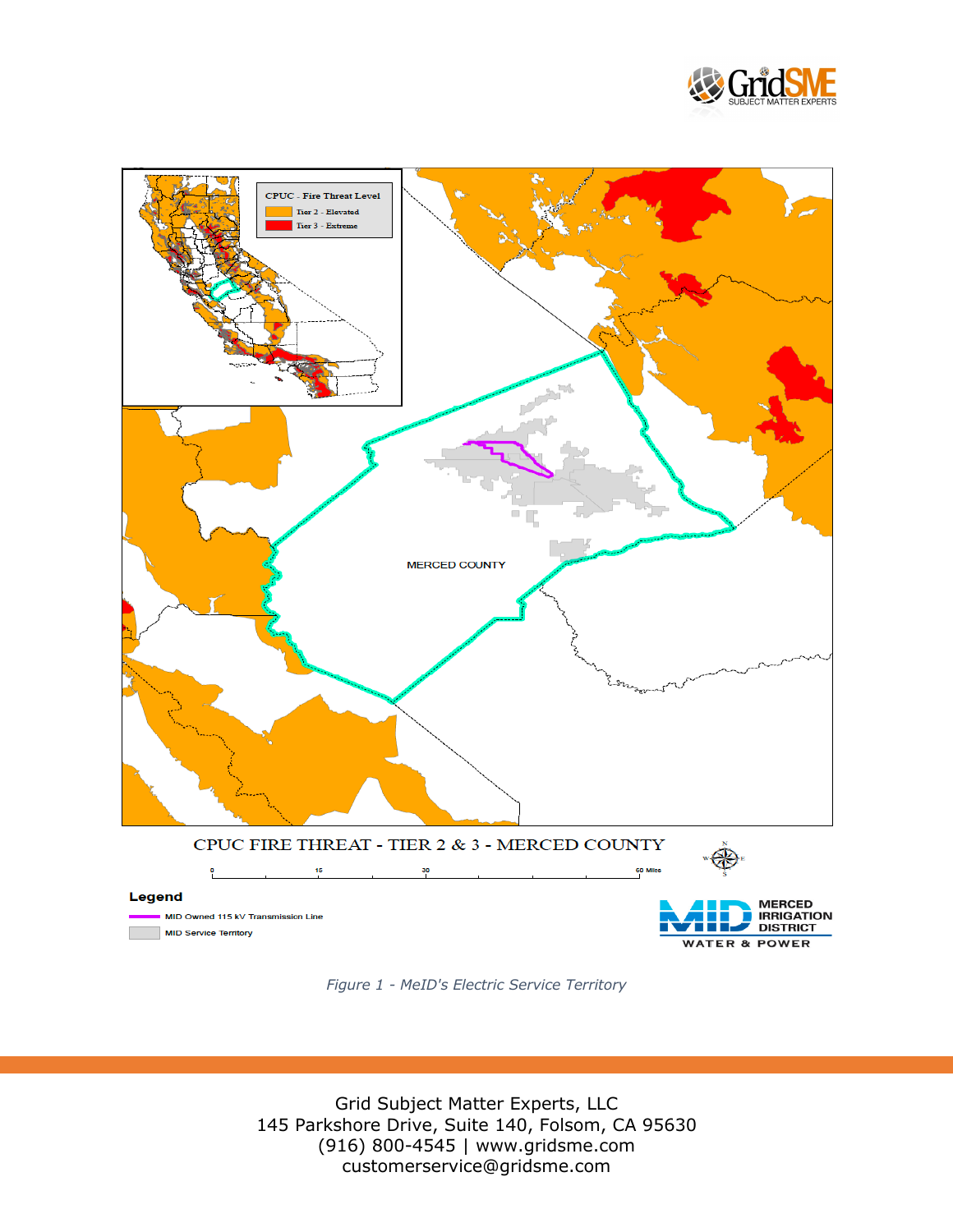*Figure 1 - MeID's Electric Service Territory*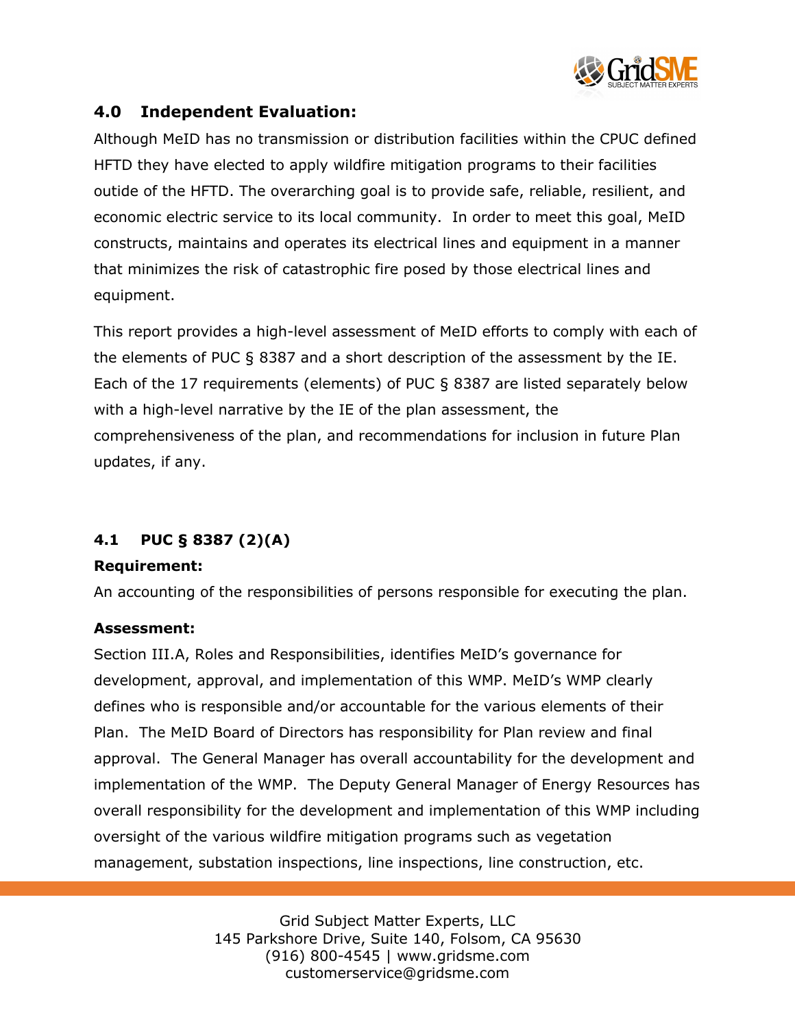## 4.0 Independent Evaluation:

Although MeID has no transmission or distribution facilities within the CPUC defined HFTD they have elected to apply wildfire mitigation programs to their facilities outide of the HFTD. The overarching goal is to provide safe, reliable, resilient, and economic electric service to its local community. In order to meet this goal, MeID constructs, maintains and operates its electrical lines and equipment in a manner that minimizes the risk of catastrophic fire posed by those electrical lines and equipment.

This report provides a high-level assessment of MeID efforts to comply with each of the elements of PUC § 8387 and a short description of the assessment by the IE. Each of the 17 requirements (elements) of PUC § 8387 are listed separately below with a high-level narrative by the IE of the plan assessment, the comprehensiveness of the plan, and recommendations for inclusion in future Plan updates, if any.

### 4.1 PUC § 8387 (2)(A)

**Requirement:**

An accounting of the responsibilities of persons responsible for executing the plan.

**Assessment:**

Section III.A, Roles and Responsibilities, identifies MeID's governance for development, approval, and implementation of this WMP. MeID's WMP clearly defines who is responsible and/or accountable for the various elements of their Plan. The MeID Board of Directors has responsibility for Plan review and final approval. The General Manager has overall accountability for the development and implementation of the WMP. The Deputy General Manager of Energy Resources has overall responsibility for the development and implementation of this WMP including oversight of the various wildfire mitigation programs such as vegetation management, substation inspections, line inspections, line construction, etc.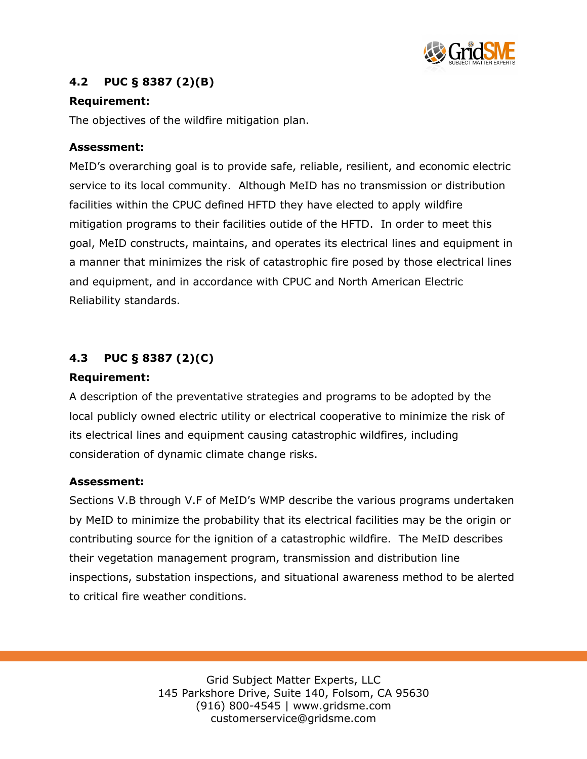### 4.2 PUC § 8387 (2)(B)

**Requirement:**

The objectives of the wildfire mitigation plan.

**Assessment:**

MeID's overarching goal is to provide safe, reliable, resilient, and economic electric service to its local community. Although MeID has no transmission or distribution facilities within the CPUC defined HFTD they have elected to apply wildfire mitigation programs to their facilities outide of the HFTD. In order to meet this goal, MeID constructs, maintains, and operates its electrical lines and equipment in a manner that minimizes the risk of catastrophic fire posed by those electrical lines and equipment, and in accordance with CPUC and North American Electric Reliability standards.

### 4.3 PUC § 8387 (2)(C)

**Requirement:**

A description of the preventative strategies and programs to be adopted by the local publicly owned electric utility or electrical cooperative to minimize the risk of its electrical lines and equipment causing catastrophic wildfires, including consideration of dynamic climate change risks.

**Assessment:**

Sections V.B through V.F of MeID's WMP describe the various programs undertaken by MeID to minimize the probability that its electrical facilities may be the origin or contributing source for the ignition of a catastrophic wildfire. The MeID describes their vegetation management program, transmission and distribution line inspections, substation inspections, and situational awareness method to be alerted to critical fire weather conditions.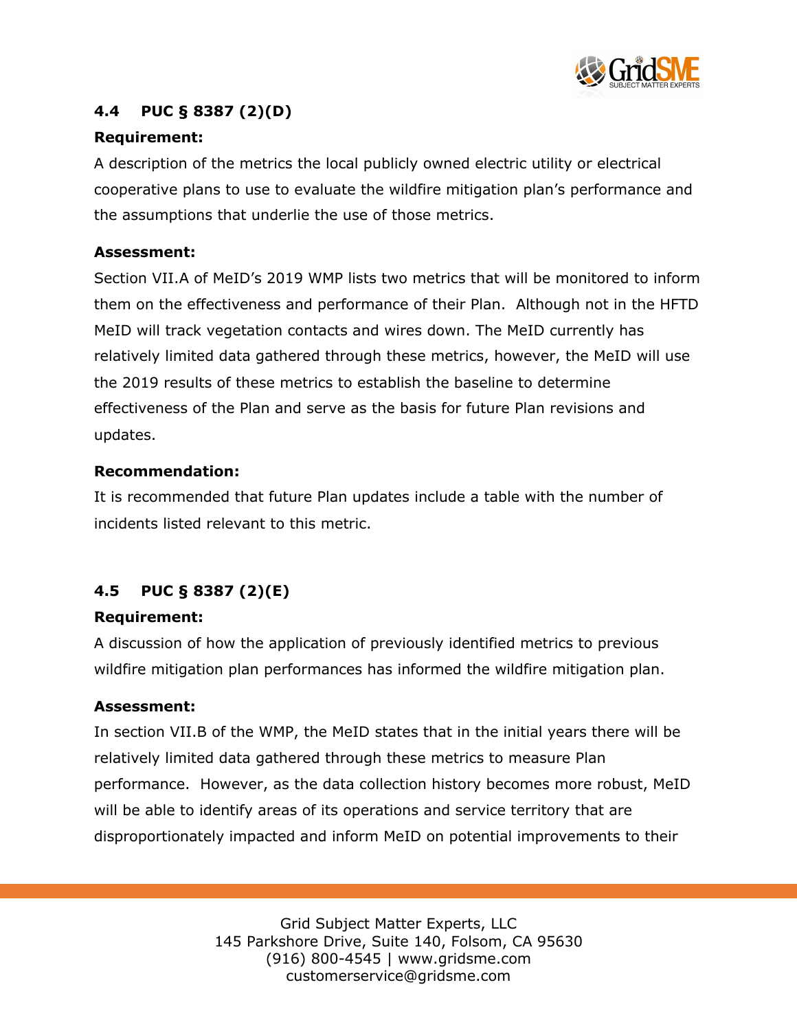## 4.4 PUC § 8387 (2)(D)

**Requirement:**

A description of the metrics the local publicly owned electric utility or electrical cooperative plans to use to evaluate the wildfire mitigation plan's performance and the assumptions that underlie the use of those metrics.

**Assessment:**

Section VII.A of MeID's 2019 WMP lists two metrics that will be monitored to inform them on the effectiveness and performance of their Plan. Although not in the HFTD MeID will track vegetation contacts and wires down. The MeID currently has relatively limited data gathered through these metrics, however, the MeID will use the 2019 results of these metrics to establish the baseline to determine effectiveness of the Plan and serve as the basis for future Plan revisions and updates.

**Recommendation:**

It is recommended that future Plan updates include a table with the number of incidents listed relevant to this metric.

## 4.5 PUC § 8387 (2)(E)

**Requirement:**

A discussion of how the application of previously identified metrics to previous wildfire mitigation plan performances has informed the wildfire mitigation plan.

**Assessment:**

In section VII.B of the WMP, the MeID states that in the initial years there will be relatively limited data gathered through these metrics to measure Plan performance. However, as the data collection history becomes more robust, MeID will be able to identify areas of its operations and service territory that are disproportionately impacted and inform MeID on potential improvements to their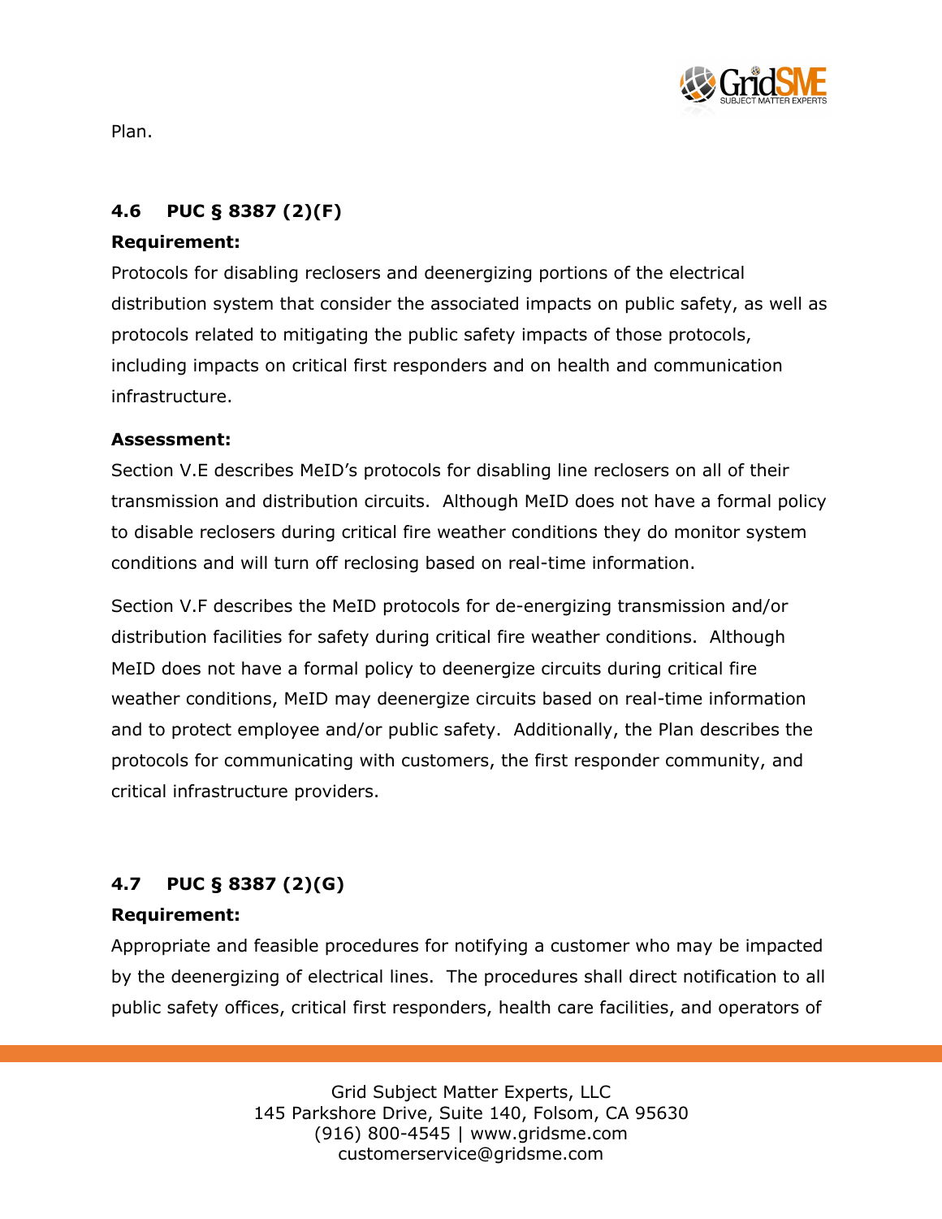Plan.

### 4.6 PUC § 8387 (2)(F)

**Requirement:**

Protocols for disabling reclosers and deenergizing portions of the electrical distribution system that consider the associated impacts on public safety, as well as protocols related to mitigating the public safety impacts of those protocols, including impacts on critical first responders and on health and communication infrastructure.

**Assessment:**

Section V.E describes MeID's protocols for disabling line reclosers on all of their transmission and distribution circuits. Although MeID does not have a formal policy to disable reclosers during critical fire weather conditions they do monitor system conditions and will turn off reclosing based on real-time information.

Section V.F describes the MeID protocols for de-energizing transmission and/or distribution facilities for safety during critical fire weather conditions. Although MeID does not have a formal policy to deenergize circuits during critical fire weather conditions, MeID may deenergize circuits based on real-time information and to protect employee and/or public safety. Additionally, the Plan describes the protocols for communicating with customers, the first responder community, and critical infrastructure providers.

### 4.7 PUC § 8387 (2)(G)

**Requirement:**

Appropriate and feasible procedures for notifying a customer who may be impacted by the deenergizing of electrical lines. The procedures shall direct notification to all public safety offices, critical first responders, health care facilities, and operators of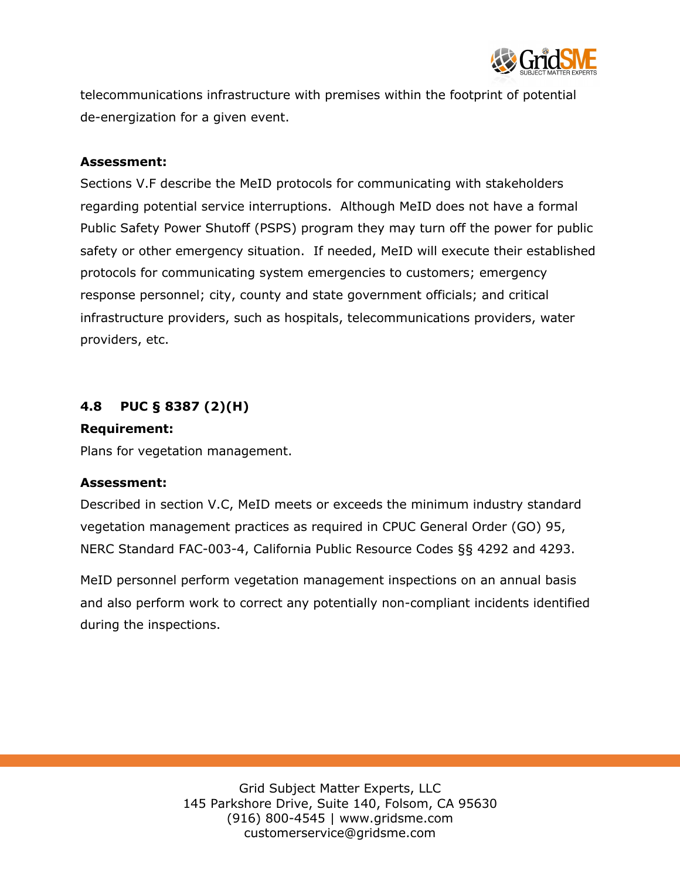telecommunications infrastructure with premises within the footprint of potential de-energization for a given event.

**Assessment:**

Sections V.F describe the MeID protocols for communicating with stakeholders regarding potential service interruptions. Although MeID does not have a formal Public Safety Power Shutoff (PSPS) program they may turn off the power for public safety or other emergency situation. If needed, MeID will execute their established protocols for communicating system emergencies to customers; emergency response personnel; city, county and state government officials; and critical infrastructure providers, such as hospitals, telecommunications providers, water providers, etc.

### 4.8 PUC § 8387 (2)(H)

**Requirement:**

Plans for vegetation management.

**Assessment:**

Described in section V.C, MeID meets or exceeds the minimum industry standard vegetation management practices as required in CPUC General Order (GO) 95, NERC Standard FAC-003-4, California Public Resource Codes §§ 4292 and 4293.

MeID personnel perform vegetation management inspections on an annual basis and also perform work to correct any potentially non-compliant incidents identified during the inspections.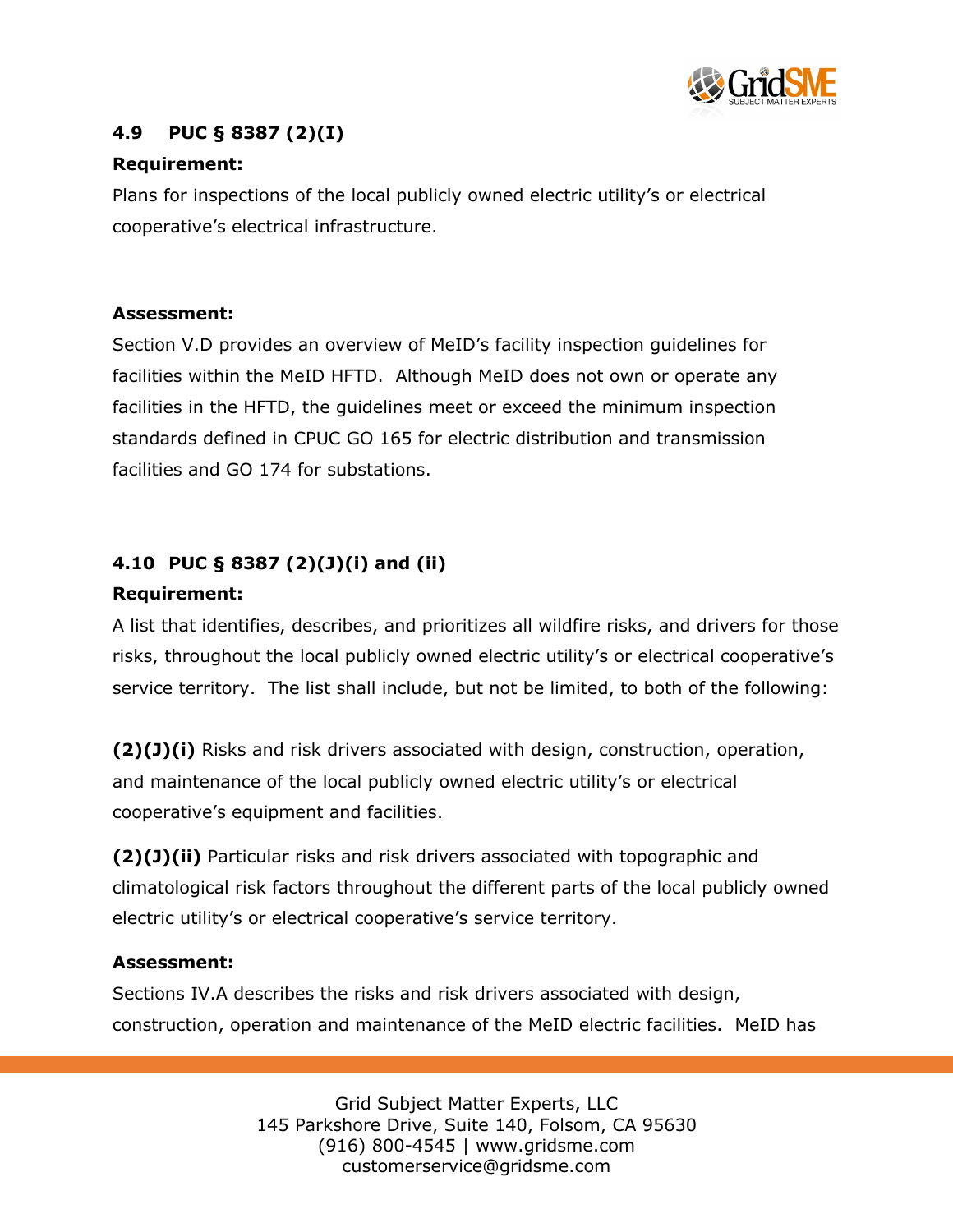### 4.9 PUC § 8387 (2)(I)

**Requirement:**

Plans for inspections of the local publicly owned electric utility's or electrical cooperative's electrical infrastructure.

**Assessment:**

Section V.D provides an overview of MeID's facility inspection guidelines for facilities within the MeID HFTD. Although MeID does not own or operate any facilities in the HFTD, the guidelines meet or exceed the minimum inspection standards defined in CPUC GO 165 for electric distribution and transmission facilities and GO 174 for substations.

### 4.10 PUC § 8387 (2)(J)(i) and (ii)

**Requirement:**

A list that identifies, describes, and prioritizes all wildfire risks, and drivers for those risks, throughout the local publicly owned electric utility's or electrical cooperative's service territory. The list shall include, but not be limited, to both of the following:

**(2)(J)(i)** Risks and risk drivers associated with design, construction, operation, and maintenance of the local publicly owned electric utility's or electrical cooperative's equipment and facilities.

**(2)(J)(ii)** Particular risks and risk drivers associated with topographic and climatological risk factors throughout the different parts of the local publicly owned electric utility's or electrical cooperative's service territory.

**Assessment:**

Sections IV.A describes the risks and risk drivers associated with design, construction, operation and maintenance of the MeID electric facilities. MeID has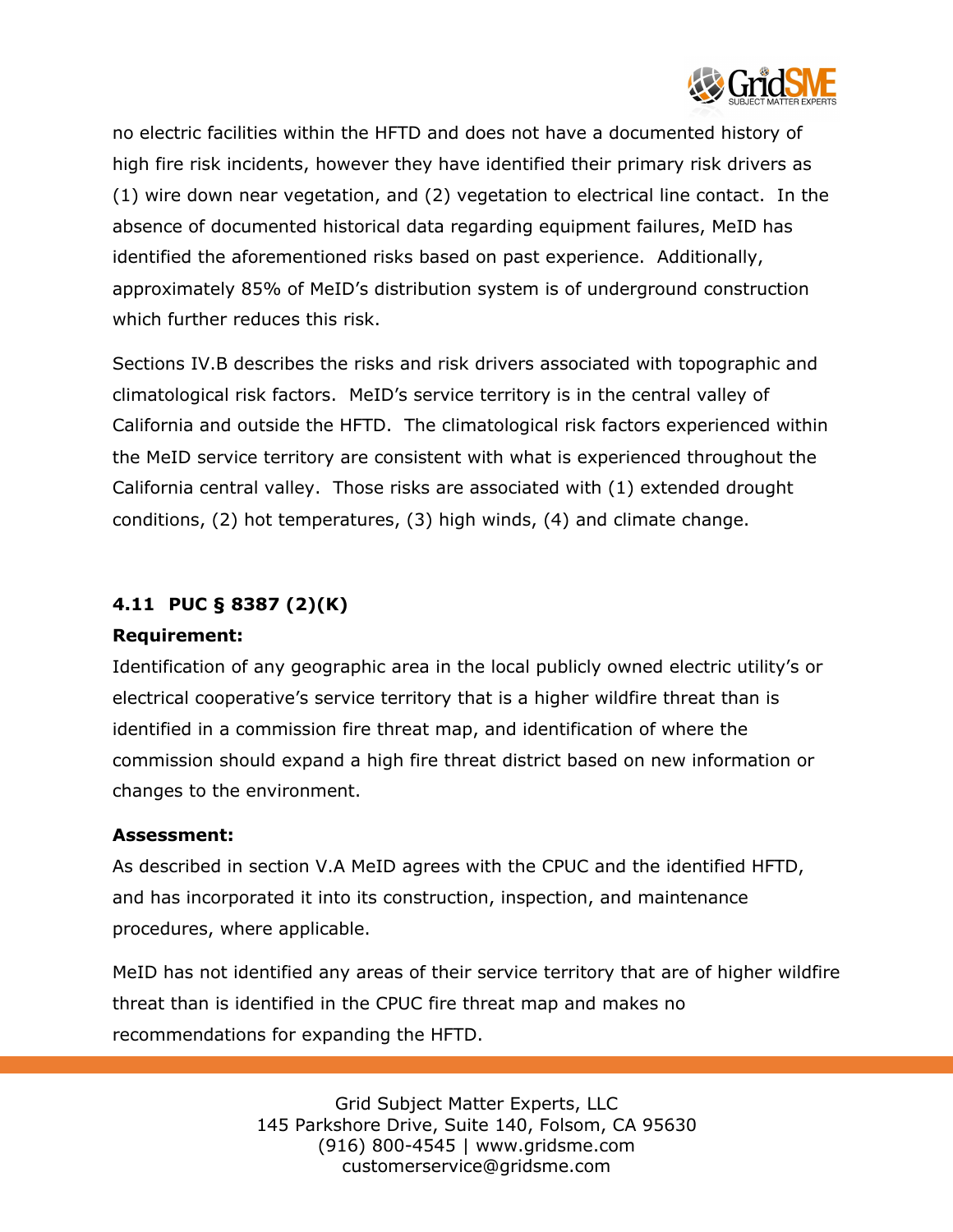no electric facilities within the HFTD and does not have a documented history of high fire risk incidents, however they have identified their primary risk drivers as (1) wire down near vegetation, and (2) vegetation to electrical line contact. In the absence of documented historical data regarding equipment failures, MeID has identified the aforementioned risks based on past experience. Additionally, approximately 85% of MeID's distribution system is of underground construction which further reduces this risk.

Sections IV.B describes the risks and risk drivers associated with topographic and climatological risk factors. MeID's service territory is in the central valley of California and outside the HFTD. The climatological risk factors experienced within the MeID service territory are consistent with what is experienced throughout the California central valley. Those risks are associated with (1) extended drought conditions, (2) hot temperatures, (3) high winds, (4) and climate change.

### 4.11 PUC § 8387 (2)(K)

**Requirement:**

Identification of any geographic area in the local publicly owned electric utility's or electrical cooperative's service territory that is a higher wildfire threat than is identified in a commission fire threat map, and identification of where the commission should expand a high fire threat district based on new information or changes to the environment.

**Assessment:**

As described in section V.A MeID agrees with the CPUC and the identified HFTD, and has incorporated it into its construction, inspection, and maintenance procedures, where applicable.

MeID has not identified any areas of their service territory that are of higher wildfire threat than is identified in the CPUC fire threat map and makes no recommendations for expanding the HFTD.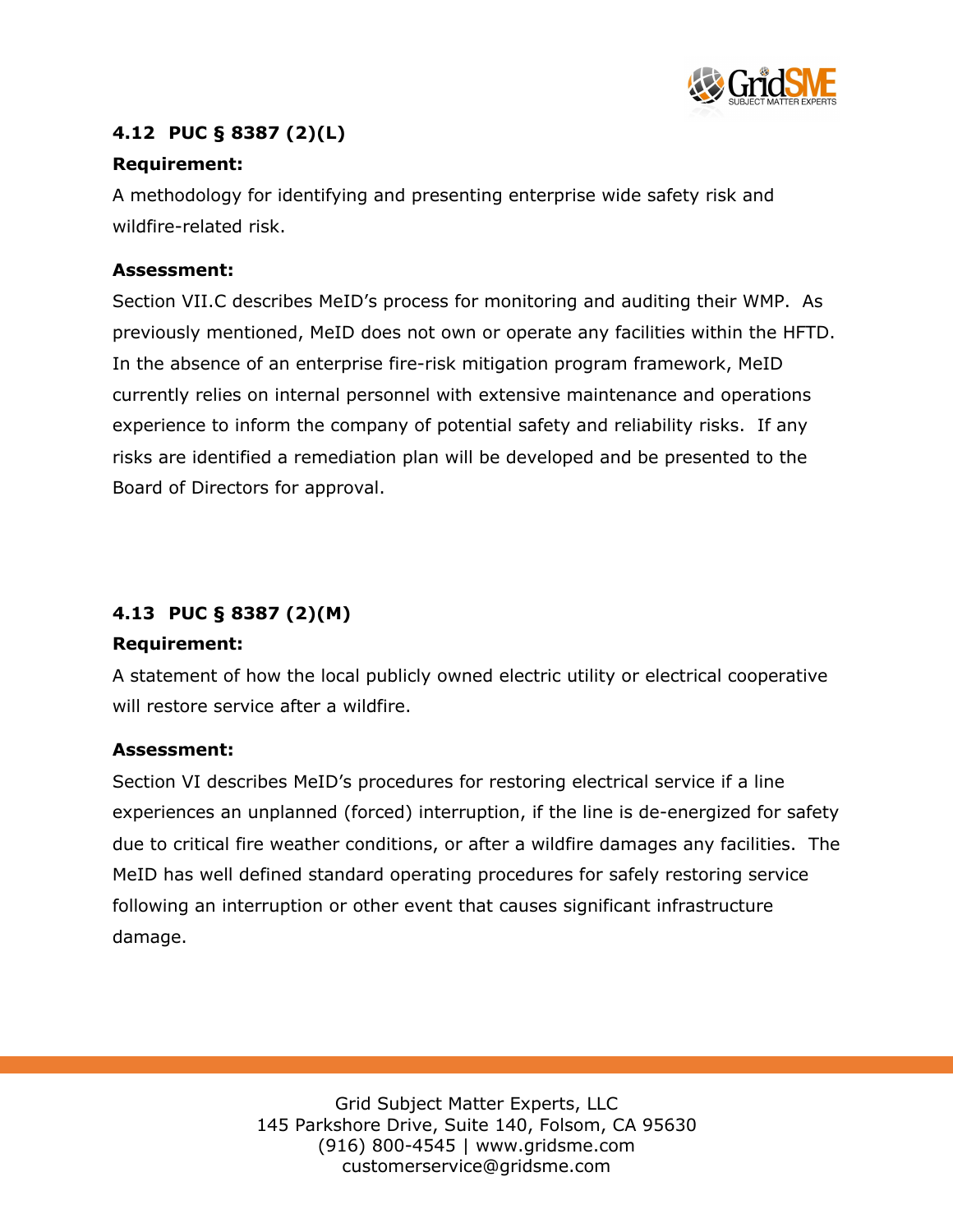### 4.12 PUC § 8387 (2)(L)

**Requirement:**

A methodology for identifying and presenting enterprise wide safety risk and wildfire-related risk.

**Assessment:**

Section VII.C describes MeID's process for monitoring and auditing their WMP. As previously mentioned, MeID does not own or operate any facilities within the HFTD. In the absence of an enterprise fire-risk mitigation program framework, MeID currently relies on internal personnel with extensive maintenance and operations experience to inform the company of potential safety and reliability risks. If any risks are identified a remediation plan will be developed and be presented to the Board of Directors for approval.

### 4.13 PUC § 8387 (2)(M)

**Requirement:**

A statement of how the local publicly owned electric utility or electrical cooperative will restore service after a wildfire.

**Assessment:**

Section VI describes MeID's procedures for restoring electrical service if a line experiences an unplanned (forced) interruption, if the line is de-energized for safety due to critical fire weather conditions, or after a wildfire damages any facilities. The MeID has well defined standard operating procedures for safely restoring service following an interruption or other event that causes significant infrastructure damage.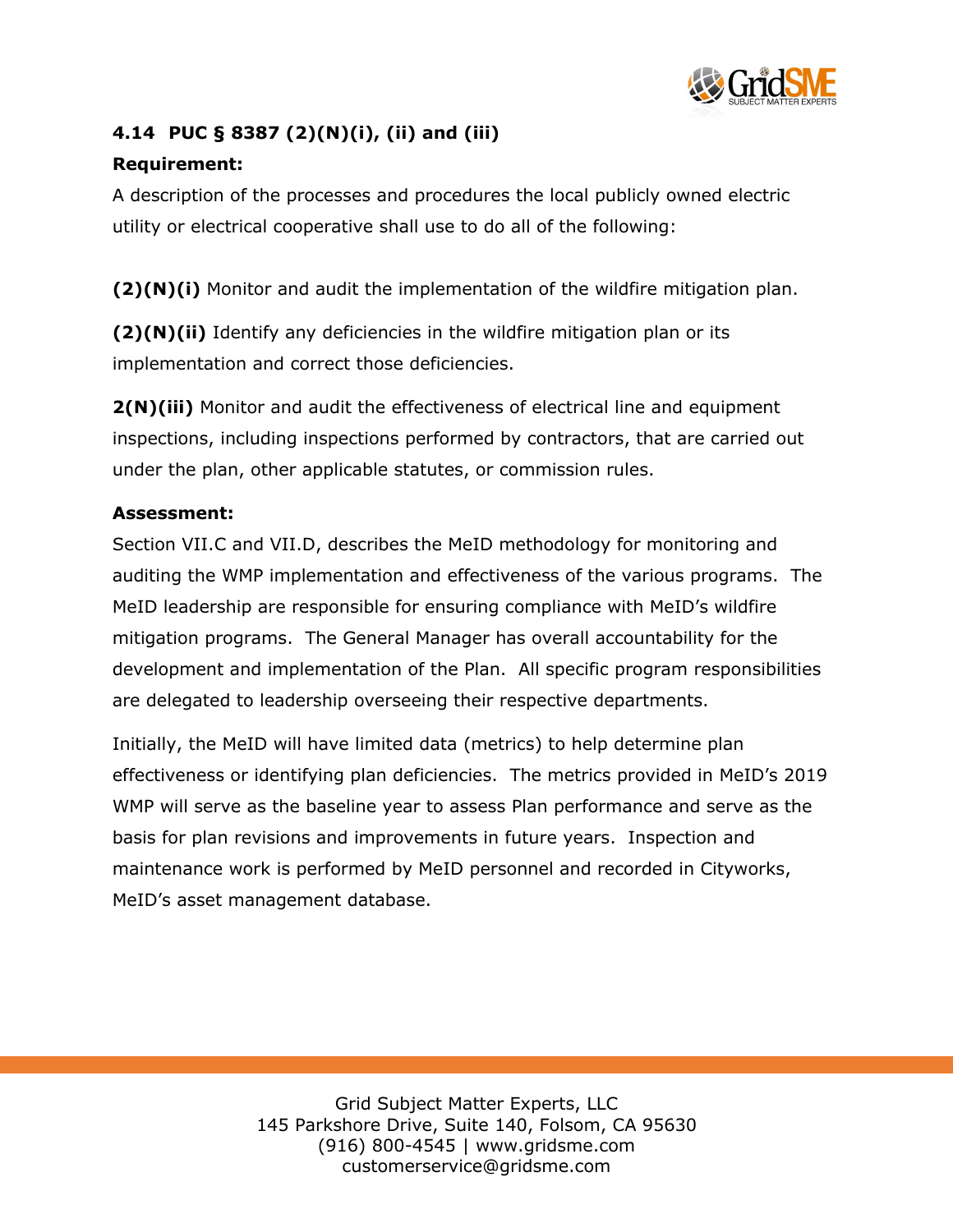### 4.14 PUC § 8387 (2)(N)(i), (ii) and (iii)

**Requirement:**

A description of the processes and procedures the local publicly owned electric utility or electrical cooperative shall use to do all of the following:

**(2)(N)(i)** Monitor and audit the implementation of the wildfire mitigation plan.

**(2)(N)(ii)** Identify any deficiencies in the wildfire mitigation plan or its implementation and correct those deficiencies.

**2(N)(iii)** Monitor and audit the effectiveness of electrical line and equipment inspections, including inspections performed by contractors, that are carried out under the plan, other applicable statutes, or commission rules.

**Assessment:**

Section VII.C and VII.D, describes the MeID methodology for monitoring and auditing the WMP implementation and effectiveness of the various programs. The MeID leadership are responsible for ensuring compliance with MeID's wildfire mitigation programs. The General Manager has overall accountability for the development and implementation of the Plan. All specific program responsibilities are delegated to leadership overseeing their respective departments.

Initially, the MeID will have limited data (metrics) to help determine plan effectiveness or identifying plan deficiencies. The metrics provided in MeID's 2019 WMP will serve as the baseline year to assess Plan performance and serve as the basis for plan revisions and improvements in future years. Inspection and maintenance work is performed by MeID personnel and recorded in Cityworks, MeID's asset management database.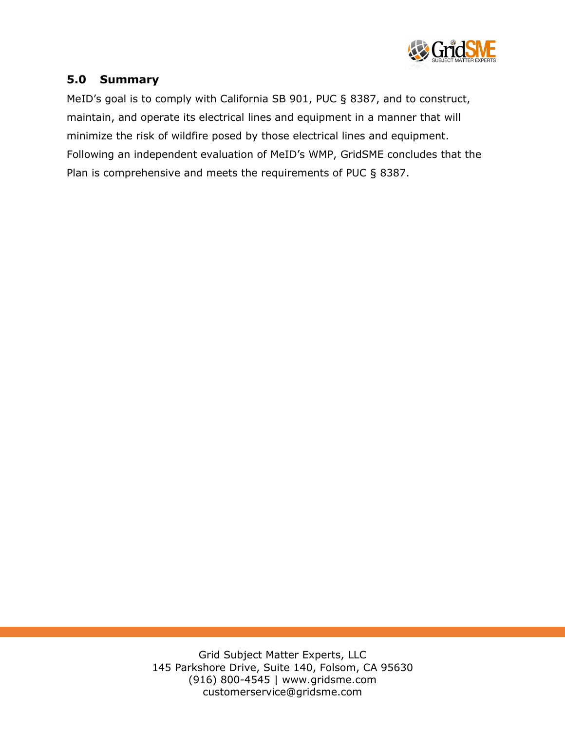## 5.0 Summary

MeID's goal is to comply with California SB 901, PUC § 8387, and to construct, maintain, and operate its electrical lines and equipment in a manner that will minimize the risk of wildfire posed by those electrical lines and equipment. Following an independent evaluation of MeID's WMP, GridSME concludes that the Plan is comprehensive and meets the requirements of PUC § 8387.